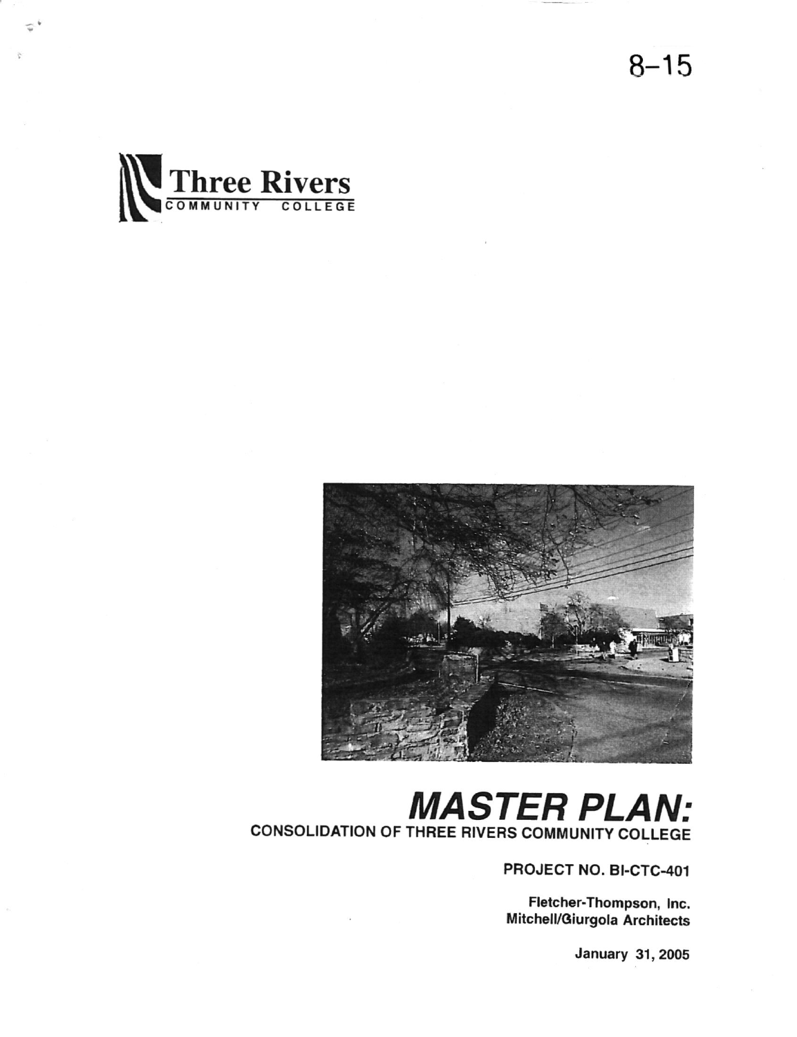8–15

Three Rivers
COMMUNITY COLLEGE

# MASTER PLAN:

## CONSOLIDATION OF THREE RIVERS COMMUNITY COLLEGE

**PROJECT NO. BI-CTC-401**

**Fletcher-Thompson, Inc.**
**Mitchell/Giurgola Architects**

**January 31, 2005**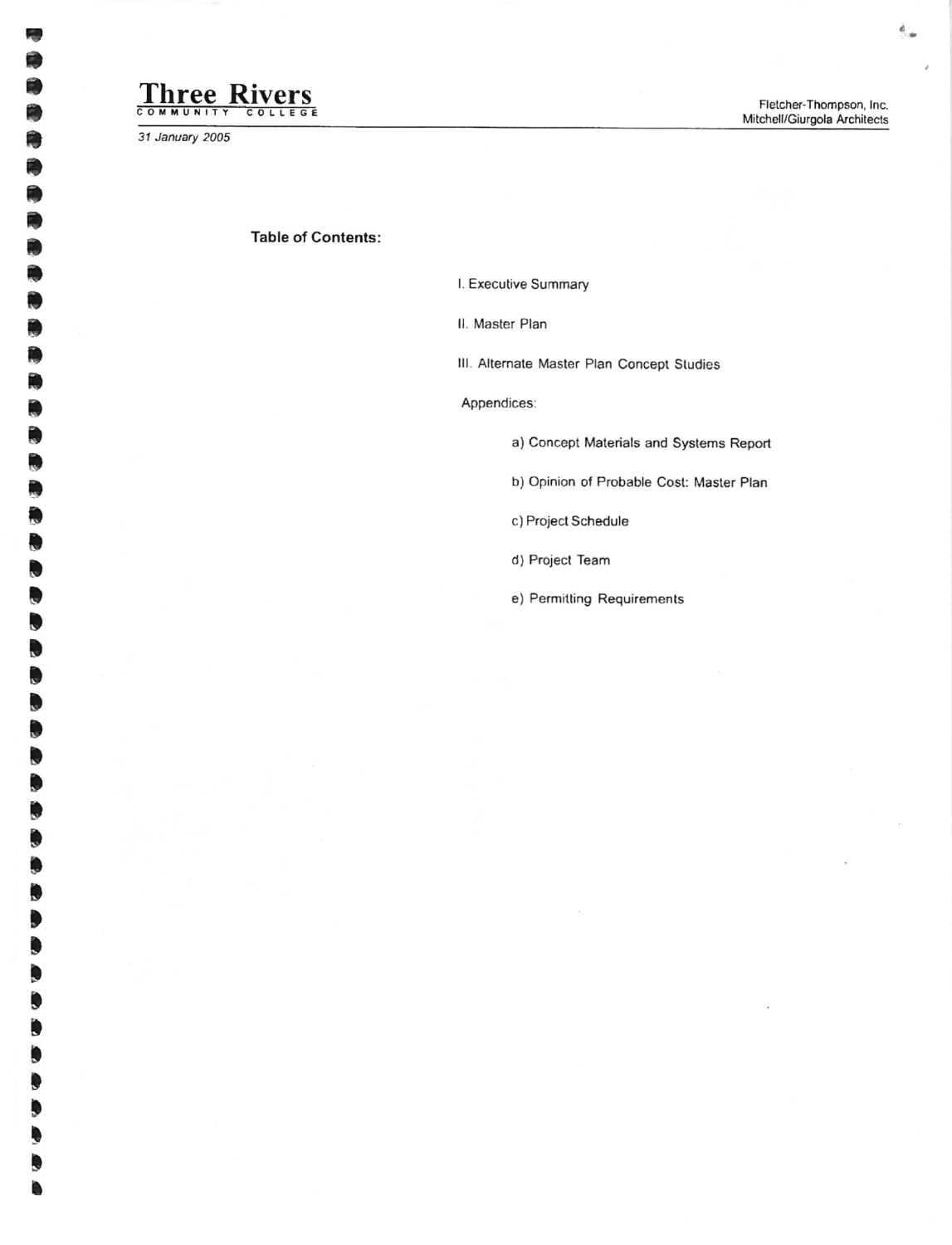## Table of Contents:

I. Executive Summary

II. Master Plan

III. Alternate Master Plan Concept Studies

Appendices:

- a) Concept Materials and Systems Report
- b) Opinion of Probable Cost: Master Plan
- c) Project Schedule
- d) Project Team
- e) Permitting Requirements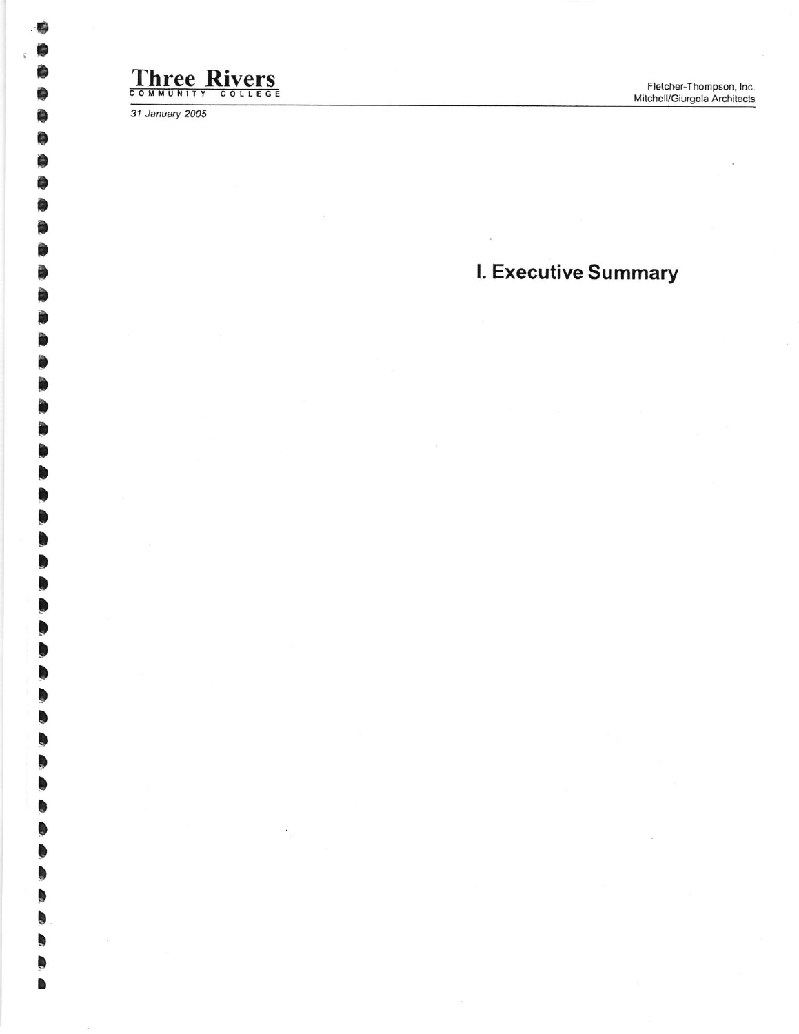# I. Executive Summary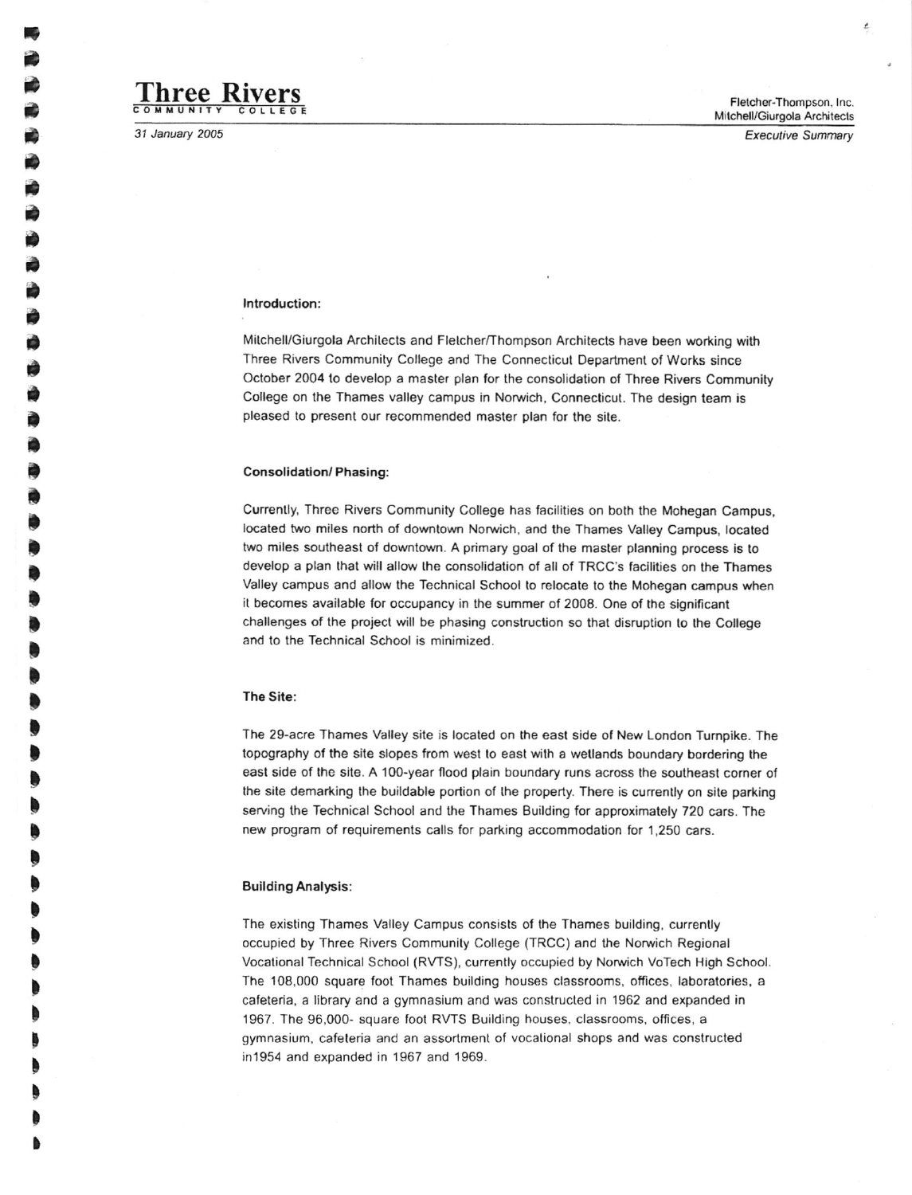### Introduction:

Mitchell/Giurgola Architects and Fletcher/Thompson Architects have been working with Three Rivers Community College and The Connecticut Department of Works since October 2004 to develop a master plan for the consolidation of Three Rivers Community College on the Thames valley campus in Norwich, Connecticut. The design team is pleased to present our recommended master plan for the site.

### Consolidation/ Phasing:

Currently, Three Rivers Community College has facilities on both the Mohegan Campus, located two miles north of downtown Norwich, and the Thames Valley Campus, located two miles southeast of downtown. A primary goal of the master planning process is to develop a plan that will allow the consolidation of all of TRCC's facilities on the Thames Valley campus and allow the Technical School to relocate to the Mohegan campus when it becomes available for occupancy in the summer of 2008. One of the significant challenges of the project will be phasing construction so that disruption to the College and to the Technical School is minimized.

### The Site:

The 29-acre Thames Valley site is located on the east side of New London Turnpike. The topography of the site slopes from west to east with a wetlands boundary bordering the east side of the site. A 100-year flood plain boundary runs across the southeast corner of the site demarking the buildable portion of the property. There is currently on site parking serving the Technical School and the Thames Building for approximately 720 cars. The new program of requirements calls for parking accommodation for 1,250 cars.

### Building Analysis:

The existing Thames Valley Campus consists of the Thames building, currently occupied by Three Rivers Community College (TRCC) and the Norwich Regional Vocational Technical School (RVTS), currently occupied by Norwich VoTech High School. The 108,000 square foot Thames building houses classrooms, offices, laboratories, a cafeteria, a library and a gymnasium and was constructed in 1962 and expanded in 1967. The 96,000- square foot RVTS Building houses, classrooms, offices, a gymnasium, cafeteria and an assortment of vocational shops and was constructed in1954 and expanded in 1967 and 1969.